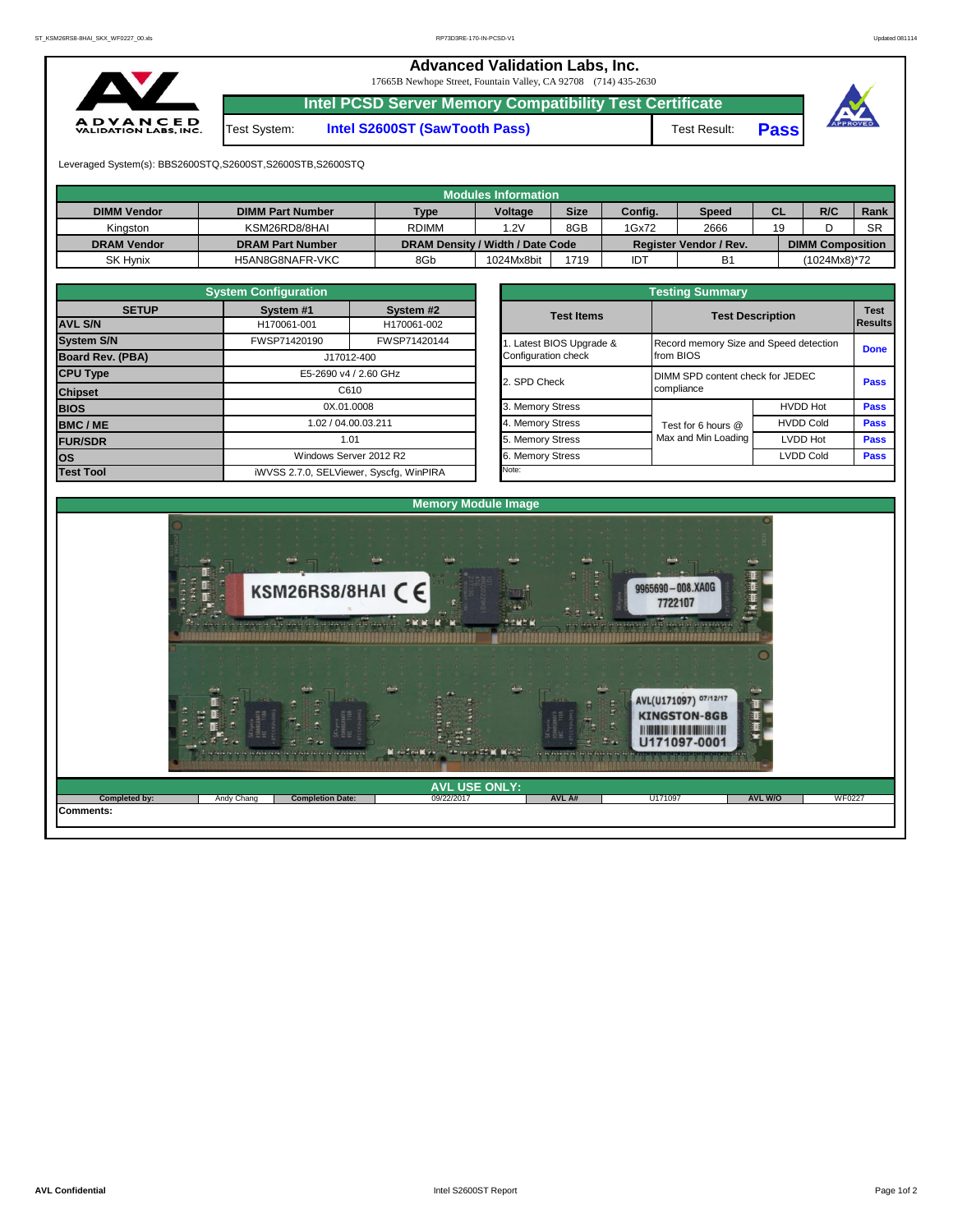# Advanced Validation Labs, Inc.

17665B Newhope Street, Fountain Valley, CA 92708 (714) 435-2630

## Intel PCSD Server Memory Compatibility Test Certificate

Test System: **Intel S2600ST (SawTooth Pass)** Test Result: **Pass**

Leveraged System(s): BBS2600STQ,S2600ST,S2600STB,S2600STQ

### Modules Information

| DIMM Vendor | DIMM Part Number | Type | Voltage | Size | Config. | Speed | CL | R/C | Rank |
|---|---|---|---|---|---|---|---|---|---|
| Kingston | KSM26RD8/8HAI | RDIMM | 1.2V | 8GB | 1Gx72 | 2666 | 19 | D | SR |
| **DRAM Vendor** | **DRAM Part Number** | **DRAM Density / Width / Date Code** | | | **Register Vendor / Rev.** | | **DIMM Composition** | | |
| SK Hynix | H5AN8G8NAFR-VKC | 8Gb | 1024Mx8bit | 1719 | IDT | B1 | (1024Mx8)*72 | | |

### System Configuration

| SETUP | System #1 | System #2 |
|---|---|---|
| AVL S/N | H170061-001 | H170061-002 |
| System S/N | FWSP71420190 | FWSP71420144 |
| Board Rev. (PBA) | J17012-400 | |
| CPU Type | E5-2690 v4 / 2.60 GHz | |
| Chipset | C610 | |
| BIOS | 0X.01.0008 | |
| BMC / ME | 1.02 / 04.00.03.211 | |
| FUR/SDR | 1.01 | |
| OS | Windows Server 2012 R2 | |
| Test Tool | iWVSS 2.7.0, SELViewer, Syscfg, WinPIRA | |

### Testing Summary

| Test Items | Test Description | | Test Results |
|---|---|---|---|
| 1. Latest BIOS Upgrade & Configuration check | Record memory Size and Speed detection from BIOS | | Done |
| 2. SPD Check | DIMM SPD content check for JEDEC compliance | | Pass |
| 3. Memory Stress | Test for 6 hours @ Max and Min Loading | HVDD Hot | Pass |
| 4. Memory Stress | | HVDD Cold | Pass |
| 5. Memory Stress | | LVDD Hot | Pass |
| 6. Memory Stress | | LVDD Cold | Pass |
| Note: | | | |

### Memory Module Image

KSM26RS8/8HAI CE

9965690-008.XA0G 7722107

AVL(U171097) 07/12/17 KINGSTON-8GB U171097-0001

### AVL USE ONLY:

| Completed by: | Andy Chang | Completion Date: | 09/22/2017 | AVL A# | U171097 | AVL W/O | WF0227 |
|---|---|---|---|---|---|---|---|

Comments: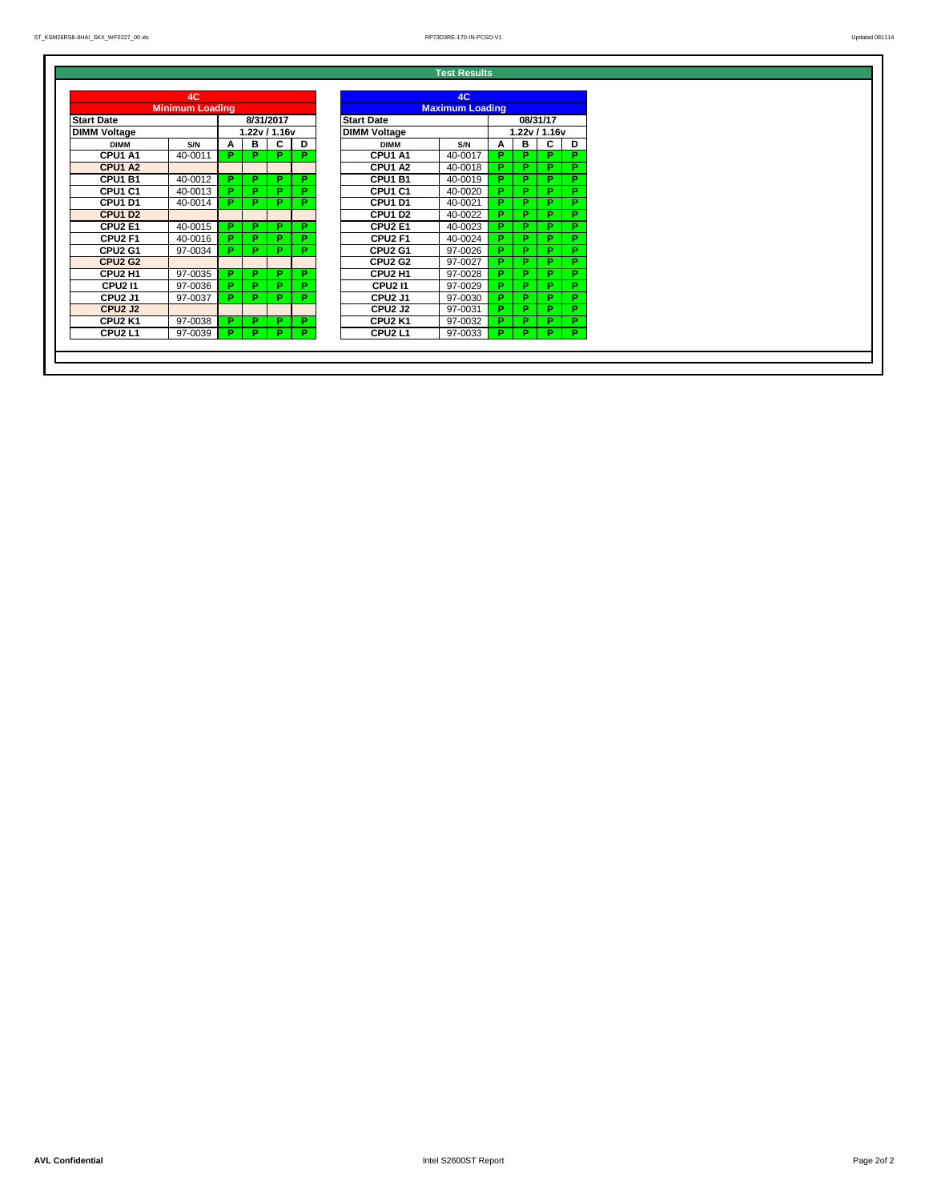## Test Results

| 4C Minimum Loading | | | | | |
|---|---|---|---|---|---|
| **Start Date** | | 8/31/2017 | | | |
| **DIMM Voltage** | | 1.22v / 1.16v | | | |
| **DIMM** | **S/N** | **A** | **B** | **C** | **D** |
| **CPU1 A1** | 40-0011 | P | P | P | P |
| **CPU1 A2** | | | | | |
| **CPU1 B1** | 40-0012 | P | P | P | P |
| **CPU1 C1** | 40-0013 | P | P | P | P |
| **CPU1 D1** | 40-0014 | P | P | P | P |
| **CPU1 D2** | | | | | |
| **CPU2 E1** | 40-0015 | P | P | P | P |
| **CPU2 F1** | 40-0016 | P | P | P | P |
| **CPU2 G1** | 97-0034 | P | P | P | P |
| **CPU2 G2** | | | | | |
| **CPU2 H1** | 97-0035 | P | P | P | P |
| **CPU2 I1** | 97-0036 | P | P | P | P |
| **CPU2 J1** | 97-0037 | P | P | P | P |
| **CPU2 J2** | | | | | |
| **CPU2 K1** | 97-0038 | P | P | P | P |
| **CPU2 L1** | 97-0039 | P | P | P | P |

| 4C Maximum Loading | | | | | |
|---|---|---|---|---|---|
| **Start Date** | | 08/31/17 | | | |
| **DIMM Voltage** | | 1.22v / 1.16v | | | |
| **DIMM** | **S/N** | **A** | **B** | **C** | **D** |
| **CPU1 A1** | 40-0017 | P | P | P | P |
| **CPU1 A2** | 40-0018 | P | P | P | P |
| **CPU1 B1** | 40-0019 | P | P | P | P |
| **CPU1 C1** | 40-0020 | P | P | P | P |
| **CPU1 D1** | 40-0021 | P | P | P | P |
| **CPU1 D2** | 40-0022 | P | P | P | P |
| **CPU2 E1** | 40-0023 | P | P | P | P |
| **CPU2 F1** | 40-0024 | P | P | P | P |
| **CPU2 G1** | 97-0026 | P | P | P | P |
| **CPU2 G2** | 97-0027 | P | P | P | P |
| **CPU2 H1** | 97-0028 | P | P | P | P |
| **CPU2 I1** | 97-0029 | P | P | P | P |
| **CPU2 J1** | 97-0030 | P | P | P | P |
| **CPU2 J2** | 97-0031 | P | P | P | P |
| **CPU2 K1** | 97-0032 | P | P | P | P |
| **CPU2 L1** | 97-0033 | P | P | P | P |